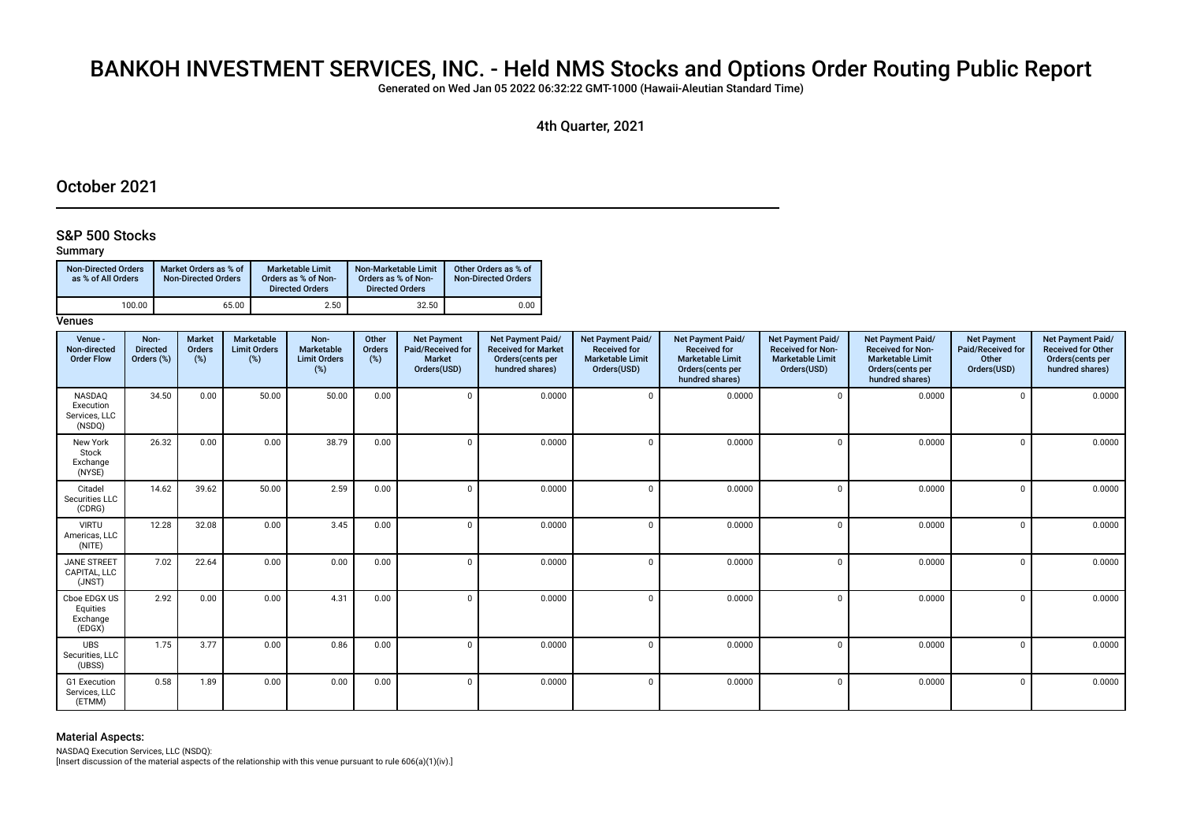# BANKOH INVESTMENT SERVICES, INC. - Held NMS Stocks and Options Order Routing Public Report

Generated on Wed Jan 05 2022 06:32:22 GMT-1000 (Hawaii-Aleutian Standard Time)

4th Quarter, 2021

## October 2021

### S&P 500 Stocks

Summary

| Non-Directed Orders as % of All Orders | Market Orders as % of Non-Directed Orders | Marketable Limit Orders as % of Non-Directed Orders | Non-Marketable Limit Orders as % of Non-Directed Orders | Other Orders as % of Non-Directed Orders |
|---|---|---|---|---|
| 100.00 | 65.00 | 2.50 | 32.50 | 0.00 |

Venues

| Venue - Non-directed Order Flow | Non-Directed Orders (%) | Market Orders (%) | Marketable Limit Orders (%) | Non-Marketable Limit Orders (%) | Other Orders (%) | Net Payment Paid/Received for Market Orders(USD) | Net Payment Paid/Received for Market Orders(cents per hundred shares) | Net Payment Paid/Received for Marketable Limit Orders(USD) | Net Payment Paid/Received for Marketable Limit Orders(cents per hundred shares) | Net Payment Paid/Received for Non-Marketable Limit Orders(USD) | Net Payment Paid/Received for Non-Marketable Limit Orders(cents per hundred shares) | Net Payment Paid/Received for Other Orders(USD) | Net Payment Paid/Received for Other Orders(cents per hundred shares) |
|---|---|---|---|---|---|---|---|---|---|---|---|---|---|
| NASDAQ Execution Services, LLC (NSDQ) | 34.50 | 0.00 | 50.00 | 50.00 | 0.00 | 0 | 0.0000 | 0 | 0.0000 | 0 | 0.0000 | 0 | 0.0000 |
| New York Stock Exchange (NYSE) | 26.32 | 0.00 | 0.00 | 38.79 | 0.00 | 0 | 0.0000 | 0 | 0.0000 | 0 | 0.0000 | 0 | 0.0000 |
| Citadel Securities LLC (CDRG) | 14.62 | 39.62 | 50.00 | 2.59 | 0.00 | 0 | 0.0000 | 0 | 0.0000 | 0 | 0.0000 | 0 | 0.0000 |
| VIRTU Americas, LLC (NITE) | 12.28 | 32.08 | 0.00 | 3.45 | 0.00 | 0 | 0.0000 | 0 | 0.0000 | 0 | 0.0000 | 0 | 0.0000 |
| JANE STREET CAPITAL, LLC (JNST) | 7.02 | 22.64 | 0.00 | 0.00 | 0.00 | 0 | 0.0000 | 0 | 0.0000 | 0 | 0.0000 | 0 | 0.0000 |
| Cboe EDGX US Equities Exchange (EDGX) | 2.92 | 0.00 | 0.00 | 4.31 | 0.00 | 0 | 0.0000 | 0 | 0.0000 | 0 | 0.0000 | 0 | 0.0000 |
| UBS Securities, LLC (UBSS) | 1.75 | 3.77 | 0.00 | 0.86 | 0.00 | 0 | 0.0000 | 0 | 0.0000 | 0 | 0.0000 | 0 | 0.0000 |
| G1 Execution Services, LLC (ETMM) | 0.58 | 1.89 | 0.00 | 0.00 | 0.00 | 0 | 0.0000 | 0 | 0.0000 | 0 | 0.0000 | 0 | 0.0000 |

#### Material Aspects:

NASDAQ Execution Services, LLC (NSDQ):
[Insert discussion of the material aspects of the relationship with this venue pursuant to rule 606(a)(1)(iv).]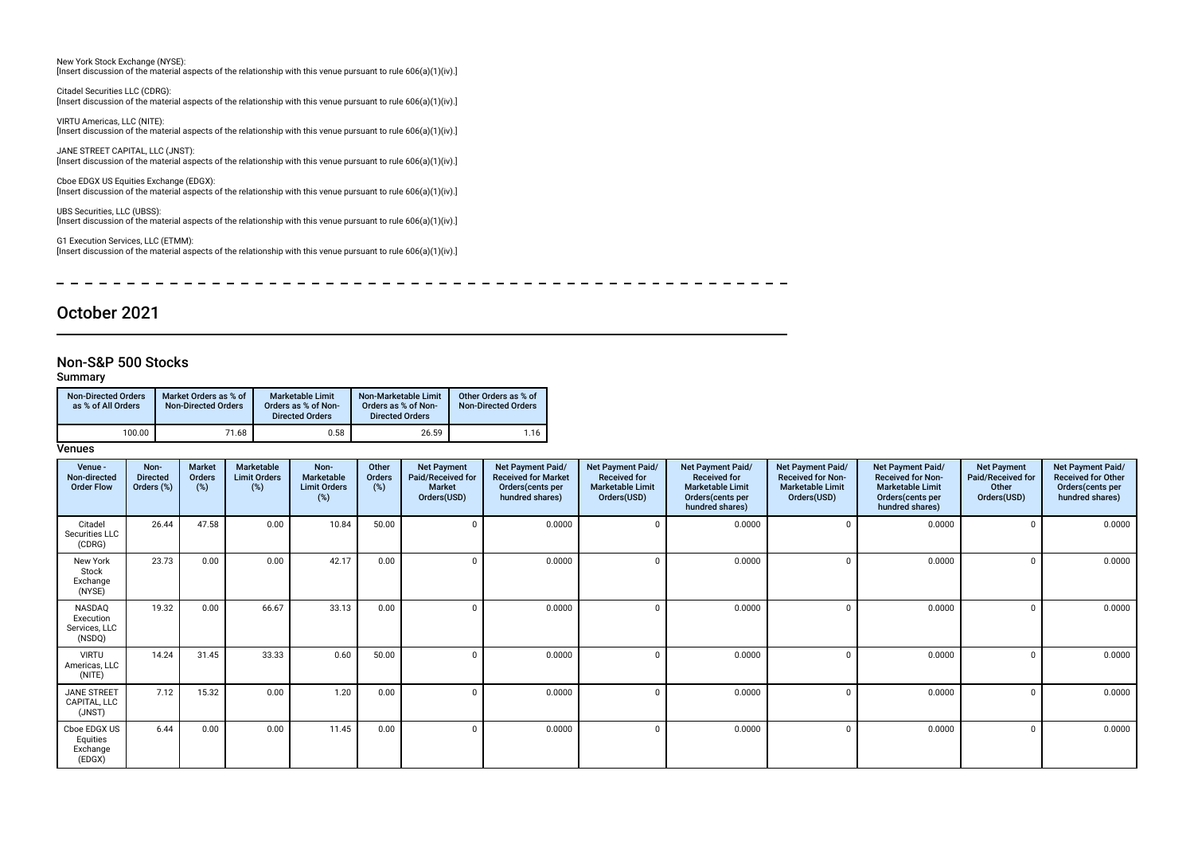New York Stock Exchange (NYSE):
[Insert discussion of the material aspects of the relationship with this venue pursuant to rule 606(a)(1)(iv).]

Citadel Securities LLC (CDRG):
[Insert discussion of the material aspects of the relationship with this venue pursuant to rule 606(a)(1)(iv).]

VIRTU Americas, LLC (NITE):
[Insert discussion of the material aspects of the relationship with this venue pursuant to rule 606(a)(1)(iv).]

JANE STREET CAPITAL, LLC (JNST):
[Insert discussion of the material aspects of the relationship with this venue pursuant to rule 606(a)(1)(iv).]

Cboe EDGX US Equities Exchange (EDGX):
[Insert discussion of the material aspects of the relationship with this venue pursuant to rule 606(a)(1)(iv).]

UBS Securities, LLC (UBSS):
[Insert discussion of the material aspects of the relationship with this venue pursuant to rule 606(a)(1)(iv).]

G1 Execution Services, LLC (ETMM):
[Insert discussion of the material aspects of the relationship with this venue pursuant to rule 606(a)(1)(iv).]

# October 2021

## Non-S&P 500 Stocks

### Summary

| Non-Directed Orders as % of All Orders | Market Orders as % of Non-Directed Orders | Marketable Limit Orders as % of Non-Directed Orders | Non-Marketable Limit Orders as % of Non-Directed Orders | Other Orders as % of Non-Directed Orders |
|---|---|---|---|---|
| 100.00 | 71.68 | 0.58 | 26.59 | 1.16 |

### Venues

| Venue - Non-directed Order Flow | Non-Directed Orders (%) | Market Orders (%) | Marketable Limit Orders (%) | Non-Marketable Limit Orders (%) | Other Orders (%) | Net Payment Paid/Received for Market Orders(USD) | Net Payment Paid/Received for Market Orders(cents per hundred shares) | Net Payment Paid/Received for Marketable Limit Orders(USD) | Net Payment Paid/Received for Marketable Limit Orders(cents per hundred shares) | Net Payment Paid/Received for Non-Marketable Limit Orders(USD) | Net Payment Paid/Received for Non-Marketable Limit Orders(cents per hundred shares) | Net Payment Paid/Received for Other Orders(USD) | Net Payment Paid/Received for Other Orders(cents per hundred shares) |
|---|---|---|---|---|---|---|---|---|---|---|---|---|---|
| Citadel Securities LLC (CDRG) | 26.44 | 47.58 | 0.00 | 10.84 | 50.00 | 0 | 0.0000 | 0 | 0.0000 | 0 | 0.0000 | 0 | 0.0000 |
| New York Stock Exchange (NYSE) | 23.73 | 0.00 | 0.00 | 42.17 | 0.00 | 0 | 0.0000 | 0 | 0.0000 | 0 | 0.0000 | 0 | 0.0000 |
| NASDAQ Execution Services, LLC (NSDQ) | 19.32 | 0.00 | 66.67 | 33.13 | 0.00 | 0 | 0.0000 | 0 | 0.0000 | 0 | 0.0000 | 0 | 0.0000 |
| VIRTU Americas, LLC (NITE) | 14.24 | 31.45 | 33.33 | 0.60 | 50.00 | 0 | 0.0000 | 0 | 0.0000 | 0 | 0.0000 | 0 | 0.0000 |
| JANE STREET CAPITAL, LLC (JNST) | 7.12 | 15.32 | 0.00 | 1.20 | 0.00 | 0 | 0.0000 | 0 | 0.0000 | 0 | 0.0000 | 0 | 0.0000 |
| Cboe EDGX US Equities Exchange (EDGX) | 6.44 | 0.00 | 0.00 | 11.45 | 0.00 | 0 | 0.0000 | 0 | 0.0000 | 0 | 0.0000 | 0 | 0.0000 |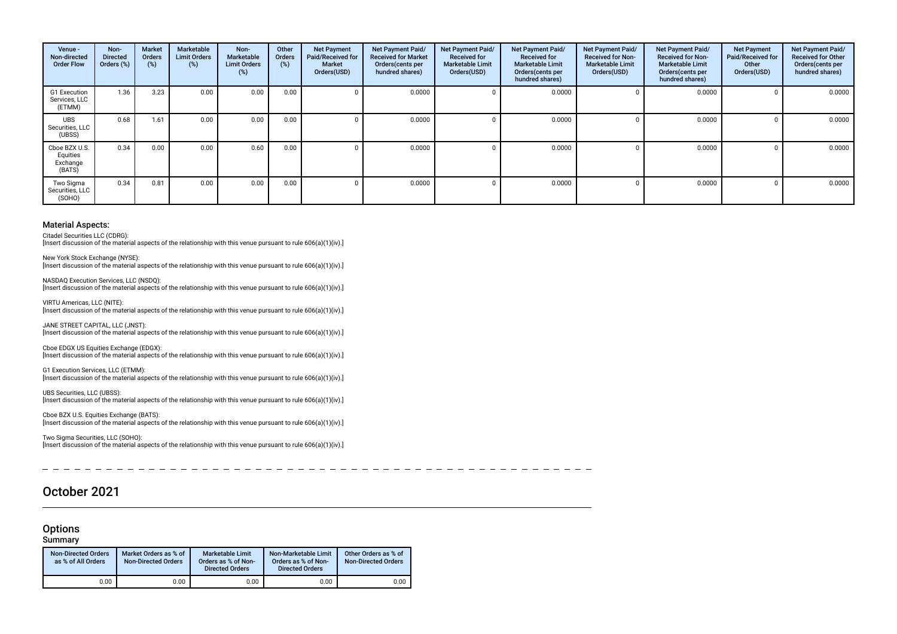| Venue - Non-directed Order Flow | Non-Directed Orders (%) | Market Orders (%) | Marketable Limit Orders (%) | Non-Marketable Limit Orders (%) | Other Orders (%) | Net Payment Paid/Received for Market Orders(USD) | Net Payment Paid/Received for Market Orders(cents per hundred shares) | Net Payment Paid/Received for Marketable Limit Orders(USD) | Net Payment Paid/Received for Marketable Limit Orders(cents per hundred shares) | Net Payment Paid/Received for Non-Marketable Limit Orders(USD) | Net Payment Paid/Received for Non-Marketable Limit Orders(cents per hundred shares) | Net Payment Paid/Received for Other Orders(USD) | Net Payment Paid/Received for Other Orders(cents per hundred shares) |
|---|---|---|---|---|---|---|---|---|---|---|---|---|---|
| G1 Execution Services, LLC (ETMM) | 1.36 | 3.23 | 0.00 | 0.00 | 0.00 | 0 | 0.0000 | 0 | 0.0000 | 0 | 0.0000 | 0 | 0.0000 |
| UBS Securities, LLC (UBSS) | 0.68 | 1.61 | 0.00 | 0.00 | 0.00 | 0 | 0.0000 | 0 | 0.0000 | 0 | 0.0000 | 0 | 0.0000 |
| Cboe BZX U.S. Equities Exchange (BATS) | 0.34 | 0.00 | 0.00 | 0.60 | 0.00 | 0 | 0.0000 | 0 | 0.0000 | 0 | 0.0000 | 0 | 0.0000 |
| Two Sigma Securities, LLC (SOHO) | 0.34 | 0.81 | 0.00 | 0.00 | 0.00 | 0 | 0.0000 | 0 | 0.0000 | 0 | 0.0000 | 0 | 0.0000 |

### Material Aspects:

Citadel Securities LLC (CDRG):
[Insert discussion of the material aspects of the relationship with this venue pursuant to rule 606(a)(1)(iv).]

New York Stock Exchange (NYSE):
[Insert discussion of the material aspects of the relationship with this venue pursuant to rule 606(a)(1)(iv).]

NASDAQ Execution Services, LLC (NSDQ):
[Insert discussion of the material aspects of the relationship with this venue pursuant to rule 606(a)(1)(iv).]

VIRTU Americas, LLC (NITE):
[Insert discussion of the material aspects of the relationship with this venue pursuant to rule 606(a)(1)(iv).]

JANE STREET CAPITAL, LLC (JNST):
[Insert discussion of the material aspects of the relationship with this venue pursuant to rule 606(a)(1)(iv).]

Cboe EDGX US Equities Exchange (EDGX):
[Insert discussion of the material aspects of the relationship with this venue pursuant to rule 606(a)(1)(iv).]

G1 Execution Services, LLC (ETMM):
[Insert discussion of the material aspects of the relationship with this venue pursuant to rule 606(a)(1)(iv).]

UBS Securities, LLC (UBSS):
[Insert discussion of the material aspects of the relationship with this venue pursuant to rule 606(a)(1)(iv).]

Cboe BZX U.S. Equities Exchange (BATS):
[Insert discussion of the material aspects of the relationship with this venue pursuant to rule 606(a)(1)(iv).]

Two Sigma Securities, LLC (SOHO):
[Insert discussion of the material aspects of the relationship with this venue pursuant to rule 606(a)(1)(iv).]

## October 2021

### Options

#### Summary

| Non-Directed Orders as % of All Orders | Market Orders as % of Non-Directed Orders | Marketable Limit Orders as % of Non-Directed Orders | Non-Marketable Limit Orders as % of Non-Directed Orders | Other Orders as % of Non-Directed Orders |
|---|---|---|---|---|
| 0.00 | 0.00 | 0.00 | 0.00 | 0.00 |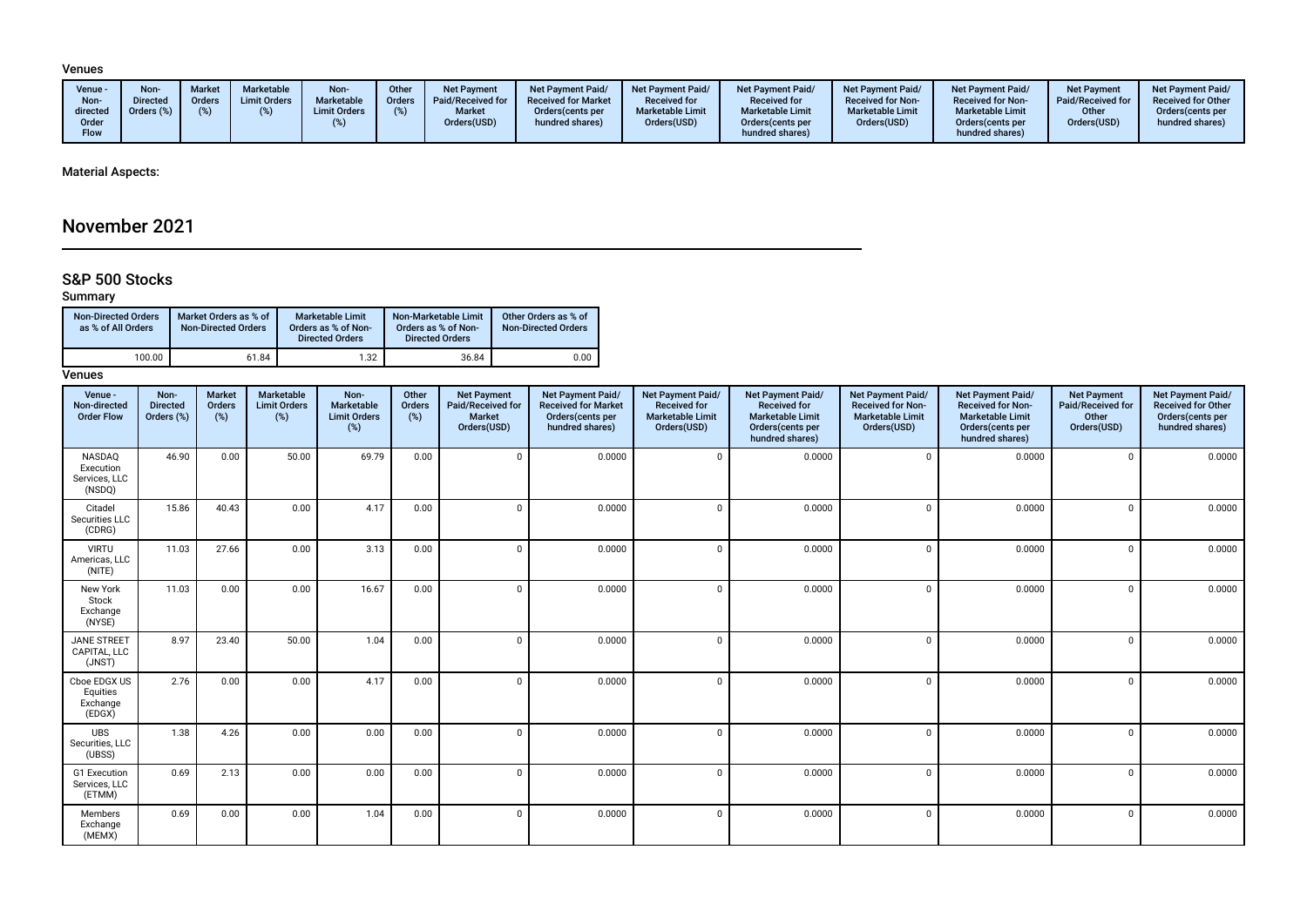### Venues

| Venue - Non-directed Order Flow | Non-Directed Orders (%) | Market Orders (%) | Marketable Limit Orders (%) | Non-Marketable Limit Orders (%) | Other Orders (%) | Net Payment Paid/Received for Market Orders(USD) | Net Payment Paid/Received for Market Orders(cents per hundred shares) | Net Payment Paid/Received for Marketable Limit Orders(USD) | Net Payment Paid/Received for Marketable Limit Orders(cents per hundred shares) | Net Payment Paid/Received for Non-Marketable Limit Orders(USD) | Net Payment Paid/Received for Non-Marketable Limit Orders(cents per hundred shares) | Net Payment Paid/Received for Other Orders(USD) | Net Payment Paid/Received for Other Orders(cents per hundred shares) |
|---|---|---|---|---|---|---|---|---|---|---|---|---|---|

### Material Aspects:

# November 2021

## S&P 500 Stocks

### Summary

| Non-Directed Orders as % of All Orders | Market Orders as % of Non-Directed Orders | Marketable Limit Orders as % of Non-Directed Orders | Non-Marketable Limit Orders as % of Non-Directed Orders | Other Orders as % of Non-Directed Orders |
|---|---|---|---|---|
| 100.00 | 61.84 | 1.32 | 36.84 | 0.00 |

### Venues

| Venue - Non-directed Order Flow | Non-Directed Orders (%) | Market Orders (%) | Marketable Limit Orders (%) | Non-Marketable Limit Orders (%) | Other Orders (%) | Net Payment Paid/Received for Market Orders(USD) | Net Payment Paid/Received for Market Orders(cents per hundred shares) | Net Payment Paid/Received for Marketable Limit Orders(USD) | Net Payment Paid/Received for Marketable Limit Orders(cents per hundred shares) | Net Payment Paid/Received for Non-Marketable Limit Orders(USD) | Net Payment Paid/Received for Non-Marketable Limit Orders(cents per hundred shares) | Net Payment Paid/Received for Other Orders(USD) | Net Payment Paid/Received for Other Orders(cents per hundred shares) |
|---|---|---|---|---|---|---|---|---|---|---|---|---|---|
| NASDAQ Execution Services, LLC (NSDQ) | 46.90 | 0.00 | 50.00 | 69.79 | 0.00 | 0 | 0.0000 | 0 | 0.0000 | 0 | 0.0000 | 0 | 0.0000 |
| Citadel Securities LLC (CDRG) | 15.86 | 40.43 | 0.00 | 4.17 | 0.00 | 0 | 0.0000 | 0 | 0.0000 | 0 | 0.0000 | 0 | 0.0000 |
| VIRTU Americas, LLC (NITE) | 11.03 | 27.66 | 0.00 | 3.13 | 0.00 | 0 | 0.0000 | 0 | 0.0000 | 0 | 0.0000 | 0 | 0.0000 |
| New York Stock Exchange (NYSE) | 11.03 | 0.00 | 0.00 | 16.67 | 0.00 | 0 | 0.0000 | 0 | 0.0000 | 0 | 0.0000 | 0 | 0.0000 |
| JANE STREET CAPITAL, LLC (JNST) | 8.97 | 23.40 | 50.00 | 1.04 | 0.00 | 0 | 0.0000 | 0 | 0.0000 | 0 | 0.0000 | 0 | 0.0000 |
| Cboe EDGX US Equities Exchange (EDGX) | 2.76 | 0.00 | 0.00 | 4.17 | 0.00 | 0 | 0.0000 | 0 | 0.0000 | 0 | 0.0000 | 0 | 0.0000 |
| UBS Securities, LLC (UBSS) | 1.38 | 4.26 | 0.00 | 0.00 | 0.00 | 0 | 0.0000 | 0 | 0.0000 | 0 | 0.0000 | 0 | 0.0000 |
| G1 Execution Services, LLC (ETMM) | 0.69 | 2.13 | 0.00 | 0.00 | 0.00 | 0 | 0.0000 | 0 | 0.0000 | 0 | 0.0000 | 0 | 0.0000 |
| Members Exchange (MEMX) | 0.69 | 0.00 | 0.00 | 1.04 | 0.00 | 0 | 0.0000 | 0 | 0.0000 | 0 | 0.0000 | 0 | 0.0000 |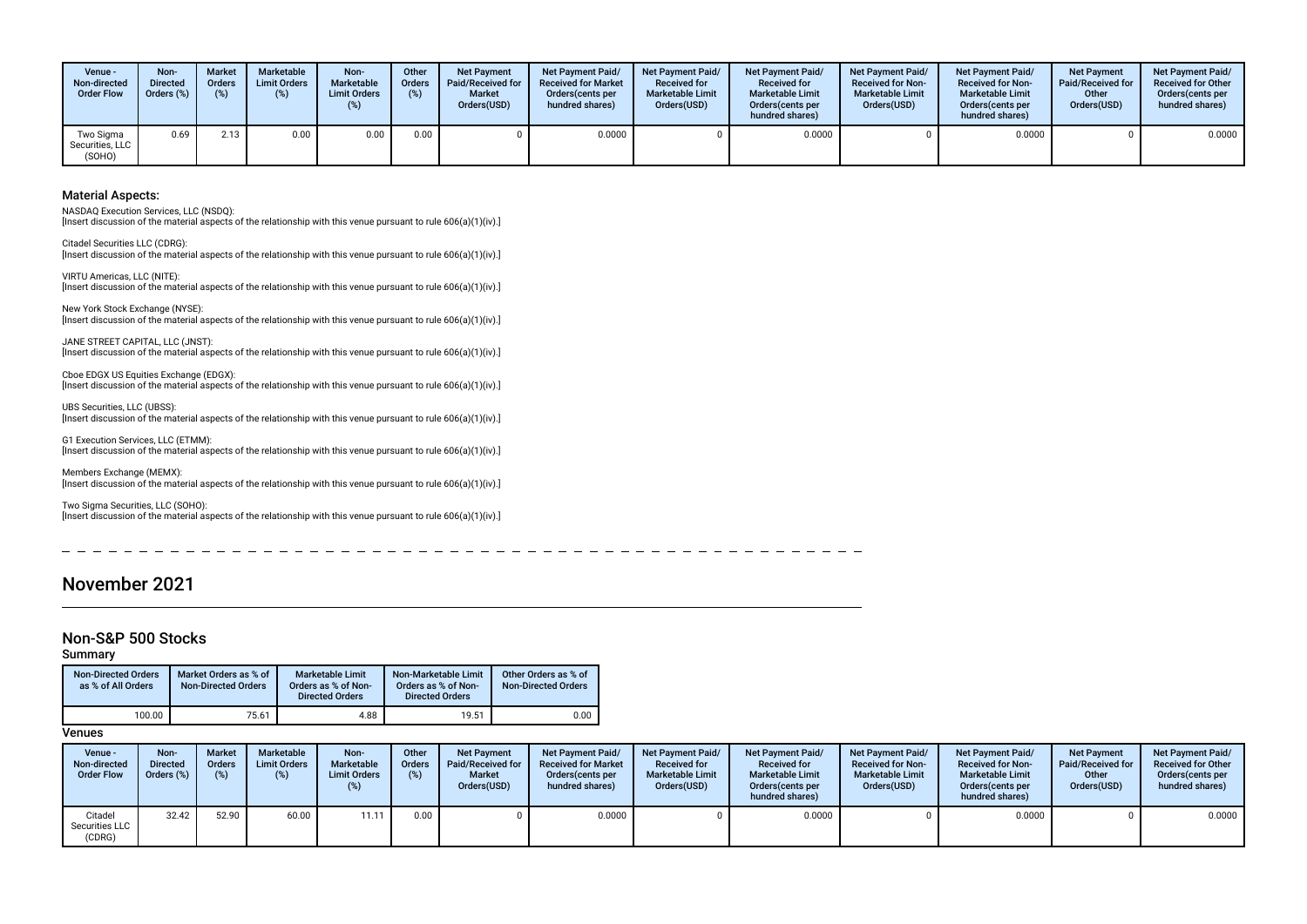| Venue - Non-directed Order Flow | Non-Directed Orders (%) | Market Orders (%) | Marketable Limit Orders (%) | Non-Marketable Limit Orders (%) | Other Orders (%) | Net Payment Paid/Received for Market Orders(USD) | Net Payment Paid/ Received for Market Orders(cents per hundred shares) | Net Payment Paid/ Received for Marketable Limit Orders(USD) | Net Payment Paid/ Received for Marketable Limit Orders(cents per hundred shares) | Net Payment Paid/ Received for Non-Marketable Limit Orders(USD) | Net Payment Paid/ Received for Non-Marketable Limit Orders(cents per hundred shares) | Net Payment Paid/Received for Other Orders(USD) | Net Payment Paid/ Received for Other Orders(cents per hundred shares) |
|---|---|---|---|---|---|---|---|---|---|---|---|---|---|
| Two Sigma Securities, LLC (SOHO) | 0.69 | 2.13 | 0.00 | 0.00 | 0.00 | 0 | 0.0000 | 0 | 0.0000 | 0 | 0.0000 | 0 | 0.0000 |

### Material Aspects:

NASDAQ Execution Services, LLC (NSDQ):
[Insert discussion of the material aspects of the relationship with this venue pursuant to rule 606(a)(1)(iv).]

Citadel Securities LLC (CDRG):
[Insert discussion of the material aspects of the relationship with this venue pursuant to rule 606(a)(1)(iv).]

VIRTU Americas, LLC (NITE):
[Insert discussion of the material aspects of the relationship with this venue pursuant to rule 606(a)(1)(iv).]

New York Stock Exchange (NYSE):
[Insert discussion of the material aspects of the relationship with this venue pursuant to rule 606(a)(1)(iv).]

JANE STREET CAPITAL, LLC (JNST):
[Insert discussion of the material aspects of the relationship with this venue pursuant to rule 606(a)(1)(iv).]

Cboe EDGX US Equities Exchange (EDGX):
[Insert discussion of the material aspects of the relationship with this venue pursuant to rule 606(a)(1)(iv).]

UBS Securities, LLC (UBSS):
[Insert discussion of the material aspects of the relationship with this venue pursuant to rule 606(a)(1)(iv).]

G1 Execution Services, LLC (ETMM):
[Insert discussion of the material aspects of the relationship with this venue pursuant to rule 606(a)(1)(iv).]

Members Exchange (MEMX):
[Insert discussion of the material aspects of the relationship with this venue pursuant to rule 606(a)(1)(iv).]

Two Sigma Securities, LLC (SOHO):
[Insert discussion of the material aspects of the relationship with this venue pursuant to rule 606(a)(1)(iv).]

# November 2021

## Non-S&P 500 Stocks

### Summary

| Non-Directed Orders as % of All Orders | Market Orders as % of Non-Directed Orders | Marketable Limit Orders as % of Non-Directed Orders | Non-Marketable Limit Orders as % of Non-Directed Orders | Other Orders as % of Non-Directed Orders |
|---|---|---|---|---|
| 100.00 | 75.61 | 4.88 | 19.51 | 0.00 |

### Venues

| Venue - Non-directed Order Flow | Non-Directed Orders (%) | Market Orders (%) | Marketable Limit Orders (%) | Non-Marketable Limit Orders (%) | Other Orders (%) | Net Payment Paid/Received for Market Orders(USD) | Net Payment Paid/ Received for Market Orders(cents per hundred shares) | Net Payment Paid/ Received for Marketable Limit Orders(USD) | Net Payment Paid/ Received for Marketable Limit Orders(cents per hundred shares) | Net Payment Paid/ Received for Non-Marketable Limit Orders(USD) | Net Payment Paid/ Received for Non-Marketable Limit Orders(cents per hundred shares) | Net Payment Paid/Received for Other Orders(USD) | Net Payment Paid/ Received for Other Orders(cents per hundred shares) |
|---|---|---|---|---|---|---|---|---|---|---|---|---|---|
| Citadel Securities LLC (CDRG) | 32.42 | 52.90 | 60.00 | 11.11 | 0.00 | 0 | 0.0000 | 0 | 0.0000 | 0 | 0.0000 | 0 | 0.0000 |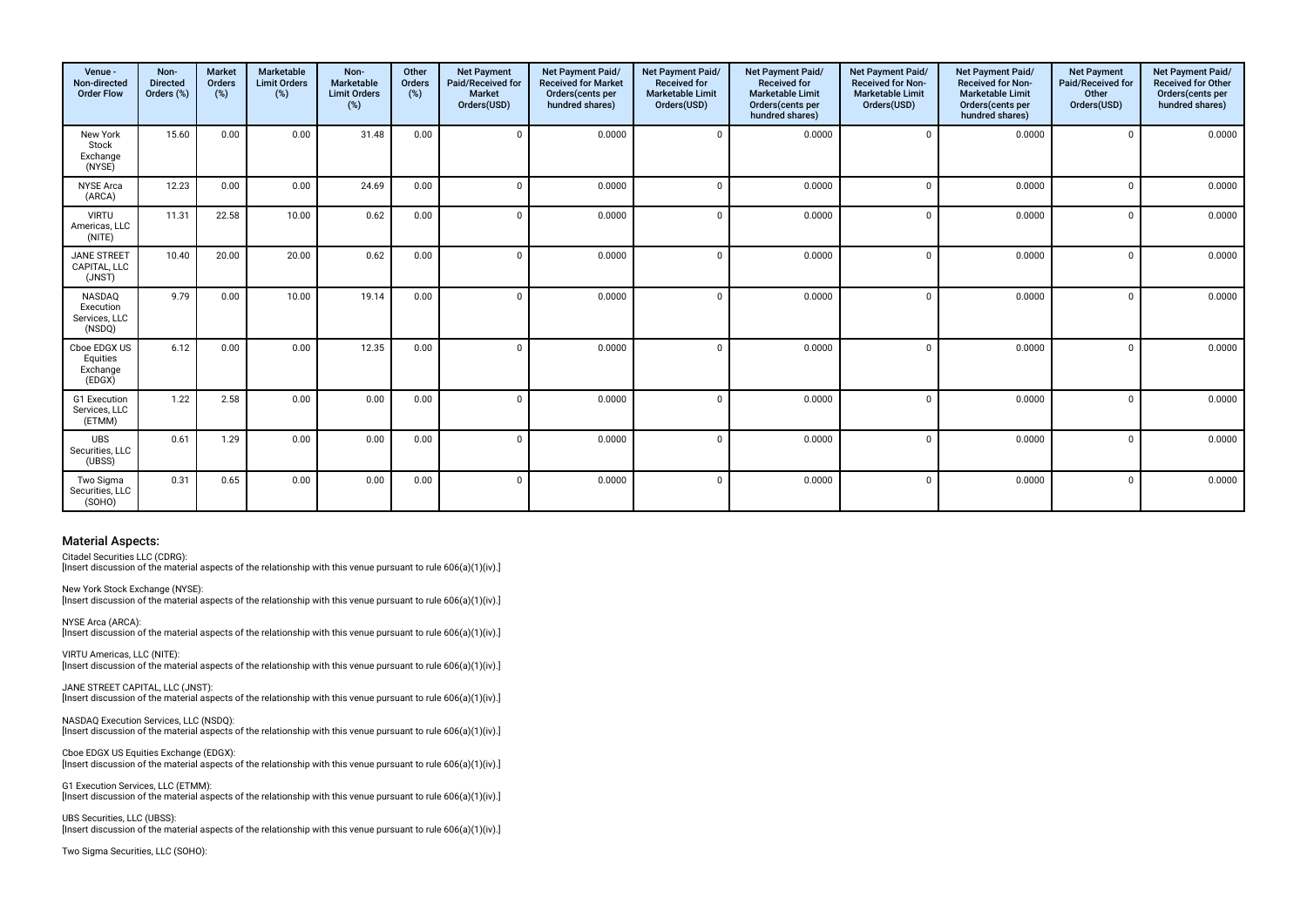| Venue - Non-directed Order Flow | Non-Directed Orders (%) | Market Orders (%) | Marketable Limit Orders (%) | Non-Marketable Limit Orders (%) | Other Orders (%) | Net Payment Paid/Received for Market Orders(USD) | Net Payment Paid/ Received for Market Orders(cents per hundred shares) | Net Payment Paid/ Received for Marketable Limit Orders(USD) | Net Payment Paid/ Received for Marketable Limit Orders(cents per hundred shares) | Net Payment Paid/ Received for Non-Marketable Limit Orders(USD) | Net Payment Paid/ Received for Non-Marketable Limit Orders(cents per hundred shares) | Net Payment Paid/Received for Other Orders(USD) | Net Payment Paid/ Received for Other Orders(cents per hundred shares) |
|---|---|---|---|---|---|---|---|---|---|---|---|---|---|
| New York Stock Exchange (NYSE) | 15.60 | 0.00 | 0.00 | 31.48 | 0.00 | 0 | 0.0000 | 0 | 0.0000 | 0 | 0.0000 | 0 | 0.0000 |
| NYSE Arca (ARCA) | 12.23 | 0.00 | 0.00 | 24.69 | 0.00 | 0 | 0.0000 | 0 | 0.0000 | 0 | 0.0000 | 0 | 0.0000 |
| VIRTU Americas, LLC (NITE) | 11.31 | 22.58 | 10.00 | 0.62 | 0.00 | 0 | 0.0000 | 0 | 0.0000 | 0 | 0.0000 | 0 | 0.0000 |
| JANE STREET CAPITAL, LLC (JNST) | 10.40 | 20.00 | 20.00 | 0.62 | 0.00 | 0 | 0.0000 | 0 | 0.0000 | 0 | 0.0000 | 0 | 0.0000 |
| NASDAQ Execution Services, LLC (NSDQ) | 9.79 | 0.00 | 10.00 | 19.14 | 0.00 | 0 | 0.0000 | 0 | 0.0000 | 0 | 0.0000 | 0 | 0.0000 |
| Cboe EDGX US Equities Exchange (EDGX) | 6.12 | 0.00 | 0.00 | 12.35 | 0.00 | 0 | 0.0000 | 0 | 0.0000 | 0 | 0.0000 | 0 | 0.0000 |
| G1 Execution Services, LLC (ETMM) | 1.22 | 2.58 | 0.00 | 0.00 | 0.00 | 0 | 0.0000 | 0 | 0.0000 | 0 | 0.0000 | 0 | 0.0000 |
| UBS Securities, LLC (UBSS) | 0.61 | 1.29 | 0.00 | 0.00 | 0.00 | 0 | 0.0000 | 0 | 0.0000 | 0 | 0.0000 | 0 | 0.0000 |
| Two Sigma Securities, LLC (SOHO) | 0.31 | 0.65 | 0.00 | 0.00 | 0.00 | 0 | 0.0000 | 0 | 0.0000 | 0 | 0.0000 | 0 | 0.0000 |

### Material Aspects:

Citadel Securities LLC (CDRG):
[Insert discussion of the material aspects of the relationship with this venue pursuant to rule 606(a)(1)(iv).]

New York Stock Exchange (NYSE):
[Insert discussion of the material aspects of the relationship with this venue pursuant to rule 606(a)(1)(iv).]

NYSE Arca (ARCA):
[Insert discussion of the material aspects of the relationship with this venue pursuant to rule 606(a)(1)(iv).]

VIRTU Americas, LLC (NITE):
[Insert discussion of the material aspects of the relationship with this venue pursuant to rule 606(a)(1)(iv).]

JANE STREET CAPITAL, LLC (JNST):
[Insert discussion of the material aspects of the relationship with this venue pursuant to rule 606(a)(1)(iv).]

NASDAQ Execution Services, LLC (NSDQ):
[Insert discussion of the material aspects of the relationship with this venue pursuant to rule 606(a)(1)(iv).]

Cboe EDGX US Equities Exchange (EDGX):
[Insert discussion of the material aspects of the relationship with this venue pursuant to rule 606(a)(1)(iv).]

G1 Execution Services, LLC (ETMM):
[Insert discussion of the material aspects of the relationship with this venue pursuant to rule 606(a)(1)(iv).]

UBS Securities, LLC (UBSS):
[Insert discussion of the material aspects of the relationship with this venue pursuant to rule 606(a)(1)(iv).]

Two Sigma Securities, LLC (SOHO):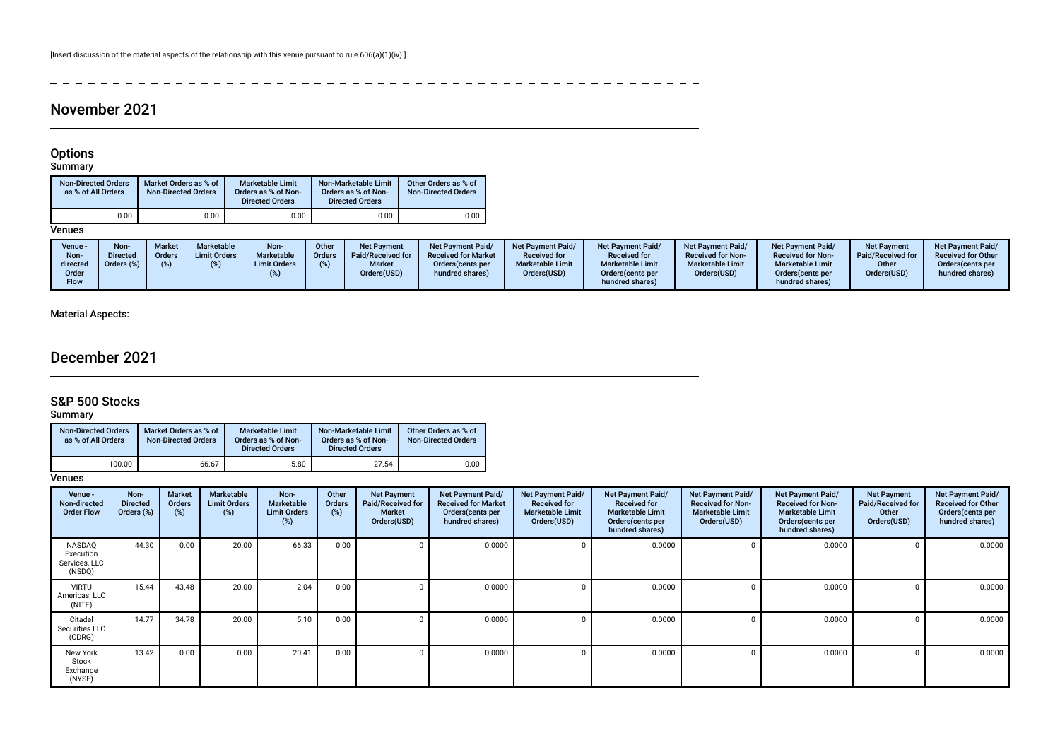[Insert discussion of the material aspects of the relationship with this venue pursuant to rule 606(a)(1)(iv).]

## November 2021

### Options

#### Summary

| Non-Directed Orders as % of All Orders | Market Orders as % of Non-Directed Orders | Marketable Limit Orders as % of Non-Directed Orders | Non-Marketable Limit Orders as % of Non-Directed Orders | Other Orders as % of Non-Directed Orders |
|---|---|---|---|---|
| 0.00 | 0.00 | 0.00 | 0.00 | 0.00 |

#### Venues

| Venue - Non-directed Order Flow | Non-Directed Orders (%) | Market Orders (%) | Marketable Limit Orders (%) | Non-Marketable Limit Orders (%) | Other Orders (%) | Net Payment Paid/Received for Market Orders(USD) | Net Payment Paid/Received for Market Orders(cents per hundred shares) | Net Payment Paid/Received for Marketable Limit Orders(USD) | Net Payment Paid/Received for Marketable Limit Orders(cents per hundred shares) | Net Payment Paid/Received for Non-Marketable Limit Orders(USD) | Net Payment Paid/Received for Non-Marketable Limit Orders(cents per hundred shares) | Net Payment Paid/Received for Other Orders(USD) | Net Payment Paid/Received for Other Orders(cents per hundred shares) |
|---|---|---|---|---|---|---|---|---|---|---|---|---|---|

**Material Aspects:**

## December 2021

### S&P 500 Stocks

#### Summary

| Non-Directed Orders as % of All Orders | Market Orders as % of Non-Directed Orders | Marketable Limit Orders as % of Non-Directed Orders | Non-Marketable Limit Orders as % of Non-Directed Orders | Other Orders as % of Non-Directed Orders |
|---|---|---|---|---|
| 100.00 | 66.67 | 5.80 | 27.54 | 0.00 |

#### Venues

| Venue - Non-directed Order Flow | Non-Directed Orders (%) | Market Orders (%) | Marketable Limit Orders (%) | Non-Marketable Limit Orders (%) | Other Orders (%) | Net Payment Paid/Received for Market Orders(USD) | Net Payment Paid/Received for Market Orders(cents per hundred shares) | Net Payment Paid/Received for Marketable Limit Orders(USD) | Net Payment Paid/Received for Marketable Limit Orders(cents per hundred shares) | Net Payment Paid/Received for Non-Marketable Limit Orders(USD) | Net Payment Paid/Received for Non-Marketable Limit Orders(cents per hundred shares) | Net Payment Paid/Received for Other Orders(USD) | Net Payment Paid/Received for Other Orders(cents per hundred shares) |
|---|---|---|---|---|---|---|---|---|---|---|---|---|---|
| NASDAQ Execution Services, LLC (NSDQ) | 44.30 | 0.00 | 20.00 | 66.33 | 0.00 | 0 | 0.0000 | 0 | 0.0000 | 0 | 0.0000 | 0 | 0.0000 |
| VIRTU Americas, LLC (NITE) | 15.44 | 43.48 | 20.00 | 2.04 | 0.00 | 0 | 0.0000 | 0 | 0.0000 | 0 | 0.0000 | 0 | 0.0000 |
| Citadel Securities LLC (CDRG) | 14.77 | 34.78 | 20.00 | 5.10 | 0.00 | 0 | 0.0000 | 0 | 0.0000 | 0 | 0.0000 | 0 | 0.0000 |
| New York Stock Exchange (NYSE) | 13.42 | 0.00 | 0.00 | 20.41 | 0.00 | 0 | 0.0000 | 0 | 0.0000 | 0 | 0.0000 | 0 | 0.0000 |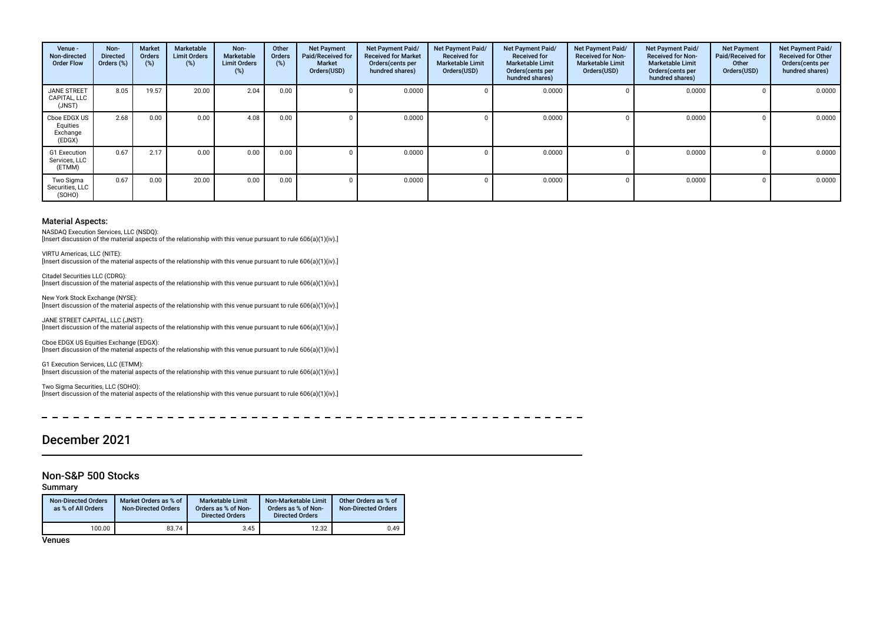| Venue - Non-directed Order Flow | Non-Directed Orders (%) | Market Orders (%) | Marketable Limit Orders (%) | Non-Marketable Limit Orders (%) | Other Orders (%) | Net Payment Paid/Received for Market Orders(USD) | Net Payment Paid/ Received for Market Orders(cents per hundred shares) | Net Payment Paid/ Received for Marketable Limit Orders(USD) | Net Payment Paid/ Received for Marketable Limit Orders(cents per hundred shares) | Net Payment Paid/ Received for Non-Marketable Limit Orders(USD) | Net Payment Paid/ Received for Non-Marketable Limit Orders(cents per hundred shares) | Net Payment Paid/Received for Other Orders(USD) | Net Payment Paid/ Received for Other Orders(cents per hundred shares) |
|---|---|---|---|---|---|---|---|---|---|---|---|---|---|
| JANE STREET CAPITAL, LLC (JNST) | 8.05 | 19.57 | 20.00 | 2.04 | 0.00 | 0 | 0.0000 | 0 | 0.0000 | 0 | 0.0000 | 0 | 0.0000 |
| Cboe EDGX US Equities Exchange (EDGX) | 2.68 | 0.00 | 0.00 | 4.08 | 0.00 | 0 | 0.0000 | 0 | 0.0000 | 0 | 0.0000 | 0 | 0.0000 |
| G1 Execution Services, LLC (ETMM) | 0.67 | 2.17 | 0.00 | 0.00 | 0.00 | 0 | 0.0000 | 0 | 0.0000 | 0 | 0.0000 | 0 | 0.0000 |
| Two Sigma Securities, LLC (SOHO) | 0.67 | 0.00 | 20.00 | 0.00 | 0.00 | 0 | 0.0000 | 0 | 0.0000 | 0 | 0.0000 | 0 | 0.0000 |

### Material Aspects:

NASDAQ Execution Services, LLC (NSDQ):
[Insert discussion of the material aspects of the relationship with this venue pursuant to rule 606(a)(1)(iv).]

VIRTU Americas, LLC (NITE):
[Insert discussion of the material aspects of the relationship with this venue pursuant to rule 606(a)(1)(iv).]

Citadel Securities LLC (CDRG):
[Insert discussion of the material aspects of the relationship with this venue pursuant to rule 606(a)(1)(iv).]

New York Stock Exchange (NYSE):
[Insert discussion of the material aspects of the relationship with this venue pursuant to rule 606(a)(1)(iv).]

JANE STREET CAPITAL, LLC (JNST):
[Insert discussion of the material aspects of the relationship with this venue pursuant to rule 606(a)(1)(iv).]

Cboe EDGX US Equities Exchange (EDGX):
[Insert discussion of the material aspects of the relationship with this venue pursuant to rule 606(a)(1)(iv).]

G1 Execution Services, LLC (ETMM):
[Insert discussion of the material aspects of the relationship with this venue pursuant to rule 606(a)(1)(iv).]

Two Sigma Securities, LLC (SOHO):
[Insert discussion of the material aspects of the relationship with this venue pursuant to rule 606(a)(1)(iv).]

# December 2021

## Non-S&P 500 Stocks

### Summary

| Non-Directed Orders as % of All Orders | Market Orders as % of Non-Directed Orders | Marketable Limit Orders as % of Non-Directed Orders | Non-Marketable Limit Orders as % of Non-Directed Orders | Other Orders as % of Non-Directed Orders |
|---|---|---|---|---|
| 100.00 | 83.74 | 3.45 | 12.32 | 0.49 |

### Venues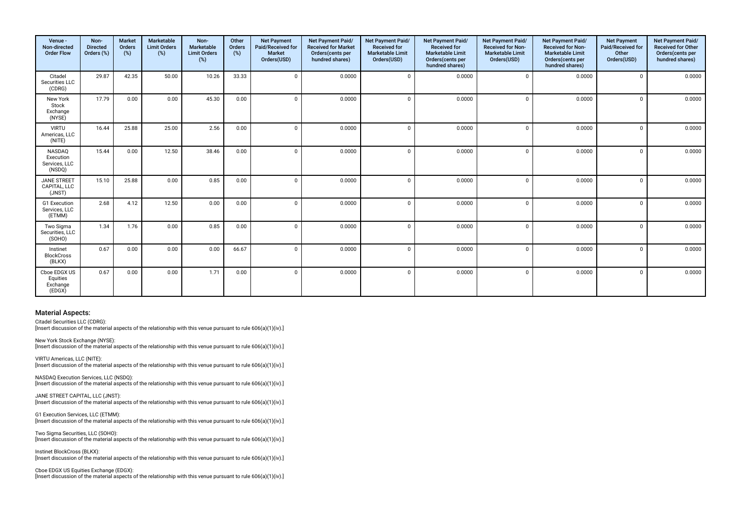| Venue - Non-directed Order Flow | Non-Directed Orders (%) | Market Orders (%) | Marketable Limit Orders (%) | Non-Marketable Limit Orders (%) | Other Orders (%) | Net Payment Paid/Received for Market Orders(USD) | Net Payment Paid/ Received for Market Orders(cents per hundred shares) | Net Payment Paid/ Received for Marketable Limit Orders(USD) | Net Payment Paid/ Received for Marketable Limit Orders(cents per hundred shares) | Net Payment Paid/ Received for Non-Marketable Limit Orders(USD) | Net Payment Paid/ Received for Non-Marketable Limit Orders(cents per hundred shares) | Net Payment Paid/Received for Other Orders(USD) | Net Payment Paid/ Received for Other Orders(cents per hundred shares) |
|---|---|---|---|---|---|---|---|---|---|---|---|---|---|
| Citadel Securities LLC (CDRG) | 29.87 | 42.35 | 50.00 | 10.26 | 33.33 | 0 | 0.0000 | 0 | 0.0000 | 0 | 0.0000 | 0 | 0.0000 |
| New York Stock Exchange (NYSE) | 17.79 | 0.00 | 0.00 | 45.30 | 0.00 | 0 | 0.0000 | 0 | 0.0000 | 0 | 0.0000 | 0 | 0.0000 |
| VIRTU Americas, LLC (NITE) | 16.44 | 25.88 | 25.00 | 2.56 | 0.00 | 0 | 0.0000 | 0 | 0.0000 | 0 | 0.0000 | 0 | 0.0000 |
| NASDAQ Execution Services, LLC (NSDQ) | 15.44 | 0.00 | 12.50 | 38.46 | 0.00 | 0 | 0.0000 | 0 | 0.0000 | 0 | 0.0000 | 0 | 0.0000 |
| JANE STREET CAPITAL, LLC (JNST) | 15.10 | 25.88 | 0.00 | 0.85 | 0.00 | 0 | 0.0000 | 0 | 0.0000 | 0 | 0.0000 | 0 | 0.0000 |
| G1 Execution Services, LLC (ETMM) | 2.68 | 4.12 | 12.50 | 0.00 | 0.00 | 0 | 0.0000 | 0 | 0.0000 | 0 | 0.0000 | 0 | 0.0000 |
| Two Sigma Securities, LLC (SOHO) | 1.34 | 1.76 | 0.00 | 0.85 | 0.00 | 0 | 0.0000 | 0 | 0.0000 | 0 | 0.0000 | 0 | 0.0000 |
| Instinet BlockCross (BLKX) | 0.67 | 0.00 | 0.00 | 0.00 | 66.67 | 0 | 0.0000 | 0 | 0.0000 | 0 | 0.0000 | 0 | 0.0000 |
| Cboe EDGX US Equities Exchange (EDGX) | 0.67 | 0.00 | 0.00 | 1.71 | 0.00 | 0 | 0.0000 | 0 | 0.0000 | 0 | 0.0000 | 0 | 0.0000 |

## Material Aspects:

Citadel Securities LLC (CDRG):
[Insert discussion of the material aspects of the relationship with this venue pursuant to rule 606(a)(1)(iv).]

New York Stock Exchange (NYSE):
[Insert discussion of the material aspects of the relationship with this venue pursuant to rule 606(a)(1)(iv).]

VIRTU Americas, LLC (NITE):
[Insert discussion of the material aspects of the relationship with this venue pursuant to rule 606(a)(1)(iv).]

NASDAQ Execution Services, LLC (NSDQ):
[Insert discussion of the material aspects of the relationship with this venue pursuant to rule 606(a)(1)(iv).]

JANE STREET CAPITAL, LLC (JNST):
[Insert discussion of the material aspects of the relationship with this venue pursuant to rule 606(a)(1)(iv).]

G1 Execution Services, LLC (ETMM):
[Insert discussion of the material aspects of the relationship with this venue pursuant to rule 606(a)(1)(iv).]

Two Sigma Securities, LLC (SOHO):
[Insert discussion of the material aspects of the relationship with this venue pursuant to rule 606(a)(1)(iv).]

Instinet BlockCross (BLKX):
[Insert discussion of the material aspects of the relationship with this venue pursuant to rule 606(a)(1)(iv).]

Cboe EDGX US Equities Exchange (EDGX):
[Insert discussion of the material aspects of the relationship with this venue pursuant to rule 606(a)(1)(iv).]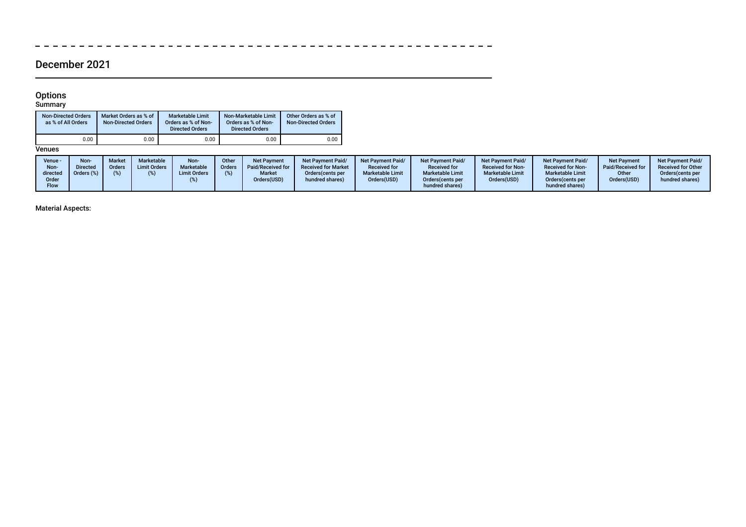## December 2021

### Options

#### Summary

| Non-Directed Orders as % of All Orders | Market Orders as % of Non-Directed Orders | Marketable Limit Orders as % of Non-Directed Orders | Non-Marketable Limit Orders as % of Non-Directed Orders | Other Orders as % of Non-Directed Orders |
|---|---|---|---|---|
| 0.00 | 0.00 | 0.00 | 0.00 | 0.00 |

#### Venues

| Venue - Non-directed Order Flow | Non-Directed Orders (%) | Market Orders (%) | Marketable Limit Orders (%) | Non-Marketable Limit Orders (%) | Other Orders (%) | Net Payment Paid/Received for Market Orders(USD) | Net Payment Paid/ Received for Market Orders(cents per hundred shares) | Net Payment Paid/ Received for Marketable Limit Orders(USD) | Net Payment Paid/ Received for Marketable Limit Orders(cents per hundred shares) | Net Payment Paid/ Received for Non-Marketable Limit Orders(USD) | Net Payment Paid/ Received for Non-Marketable Limit Orders(cents per hundred shares) | Net Payment Paid/Received for Other Orders(USD) | Net Payment Paid/ Received for Other Orders(cents per hundred shares) |
|---|---|---|---|---|---|---|---|---|---|---|---|---|---|

Material Aspects: